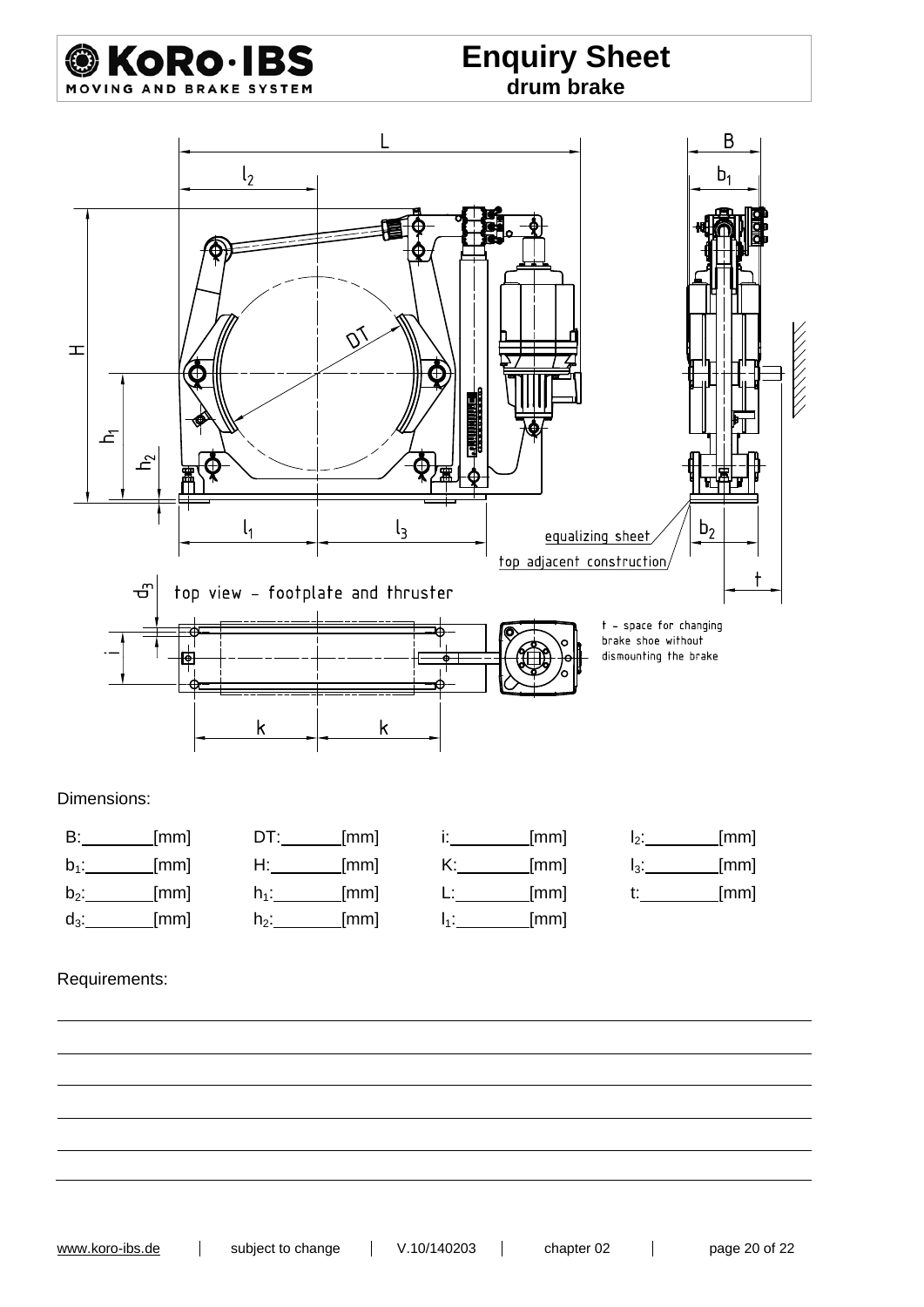# Enquiry Sheet

## drum brake

Dimensions:

| | | | |
|---|---|---|---|
| B: ________ [mm] | DT: ________ [mm] | i: ________ [mm] | $l_2$: ________ [mm] |
| $b_1$: ________ [mm] | H: ________ [mm] | K: ________ [mm] | $l_3$: ________ [mm] |
| $b_2$: ________ [mm] | $h_1$: ________ [mm] | L: ________ [mm] | t: ________ [mm] |
| $d_3$: ________ [mm] | $h_2$: ________ [mm] | $l_1$: ________ [mm] | |

Requirements:

______________________________________________________________________

______________________________________________________________________

______________________________________________________________________

______________________________________________________________________

______________________________________________________________________

______________________________________________________________________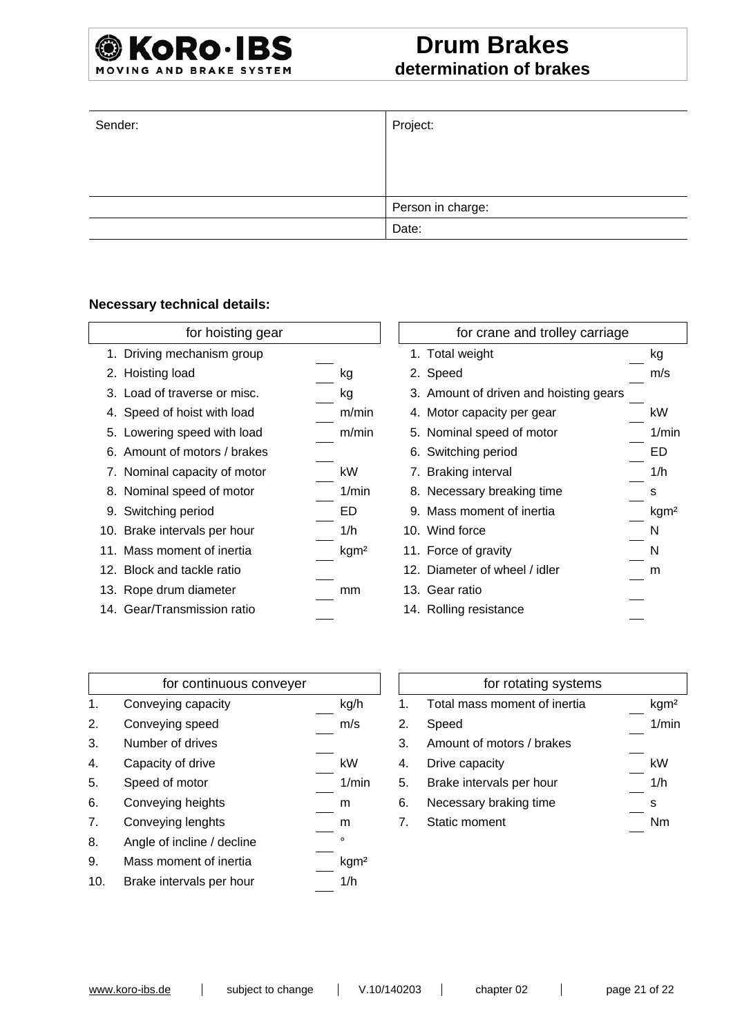# Drum Brakes

## determination of brakes

| Sender: | Project: |
| --- | --- |
| | Person in charge: |
| | Date: |

**Necessary technical details:**

| for hoisting gear | | |
| --- | --- | --- |
| 1. Driving mechanism group | ___ | |
| 2. Hoisting load | ___ | kg |
| 3. Load of traverse or misc. | ___ | kg |
| 4. Speed of hoist with load | ___ | m/min |
| 5. Lowering speed with load | ___ | m/min |
| 6. Amount of motors / brakes | ___ | |
| 7. Nominal capacity of motor | ___ | kW |
| 8. Nominal speed of motor | ___ | 1/min |
| 9. Switching period | ___ | ED |
| 10. Brake intervals per hour | ___ | 1/h |
| 11. Mass moment of inertia | ___ | kgm² |
| 12. Block and tackle ratio | ___ | |
| 13. Rope drum diameter | ___ | mm |
| 14. Gear/Transmission ratio | ___ | |

| for crane and trolley carriage | | |
| --- | --- | --- |
| 1. Total weight | ___ | kg |
| 2. Speed | ___ | m/s |
| 3. Amount of driven and hoisting gears | ___ | |
| 4. Motor capacity per gear | ___ | kW |
| 5. Nominal speed of motor | ___ | 1/min |
| 6. Switching period | ___ | ED |
| 7. Braking interval | ___ | 1/h |
| 8. Necessary breaking time | ___ | s |
| 9. Mass moment of inertia | ___ | kgm² |
| 10. Wind force | ___ | N |
| 11. Force of gravity | ___ | N |
| 12. Diameter of wheel / idler | ___ | m |
| 13. Gear ratio | ___ | |
| 14. Rolling resistance | ___ | |

| for continuous conveyer | | |
| --- | --- | --- |
| 1. Conveying capacity | ___ | kg/h |
| 2. Conveying speed | ___ | m/s |
| 3. Number of drives | ___ | |
| 4. Capacity of drive | ___ | kW |
| 5. Speed of motor | ___ | 1/min |
| 6. Conveying heights | ___ | m |
| 7. Conveying lenghts | ___ | m |
| 8. Angle of incline / decline | ___ | ° |
| 9. Mass moment of inertia | ___ | kgm² |
| 10. Brake intervals per hour | ___ | 1/h |

| for rotating systems | | |
| --- | --- | --- |
| 1. Total mass moment of inertia | ___ | kgm² |
| 2. Speed | ___ | 1/min |
| 3. Amount of motors / brakes | ___ | |
| 4. Drive capacity | ___ | kW |
| 5. Brake intervals per hour | ___ | 1/h |
| 6. Necessary braking time | ___ | s |
| 7. Static moment | ___ | Nm |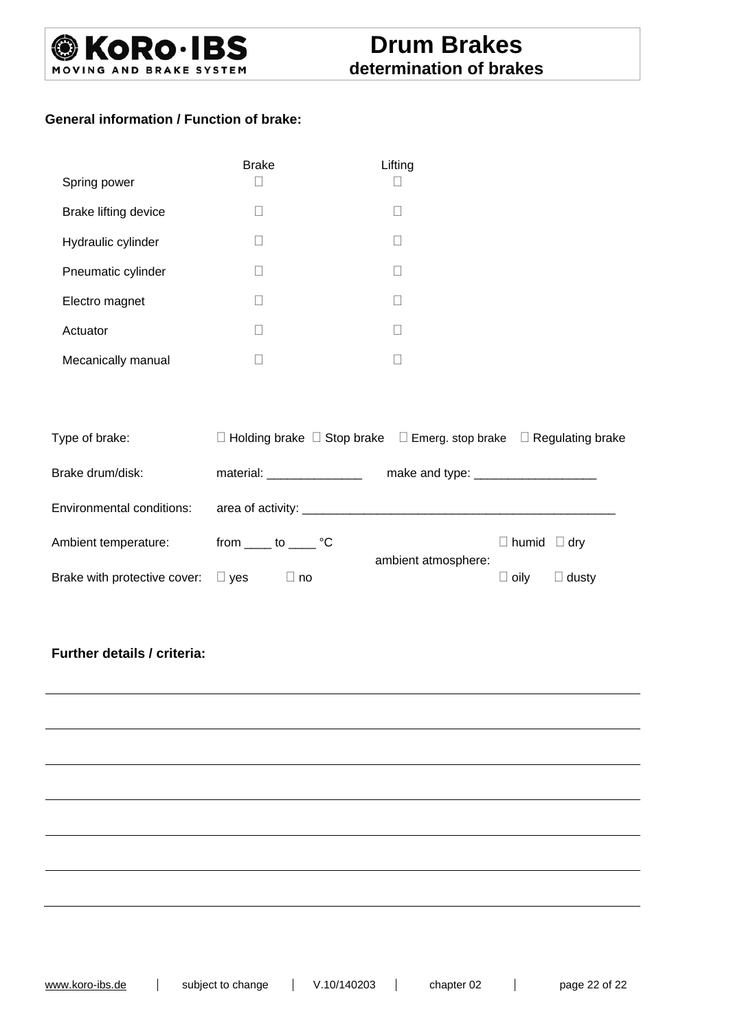# Drum Brakes

## determination of brakes

**General information / Function of brake:**

| | Brake | Lifting |
|---|---|---|
| Spring power | ☐ | ☐ |
| Brake lifting device | ☐ | ☐ |
| Hydraulic cylinder | ☐ | ☐ |
| Pneumatic cylinder | ☐ | ☐ |
| Electro magnet | ☐ | ☐ |
| Actuator | ☐ | ☐ |
| Mecanically manual | ☐ | ☐ |

Type of brake: ☐ Holding brake ☐ Stop brake ☐ Emerg. stop brake ☐ Regulating brake

Brake drum/disk: material: ______________ make and type: __________________

Environmental conditions: area of activity: _______________________________________________

Ambient temperature: from ____ to ____ °C

Brake with protective cover: ☐ yes ☐ no

ambient atmosphere: ☐ humid ☐ dry ☐ oily ☐ dusty

**Further details / criteria:**

_______________________________________________

_______________________________________________

_______________________________________________

_______________________________________________

_______________________________________________

_______________________________________________

_______________________________________________